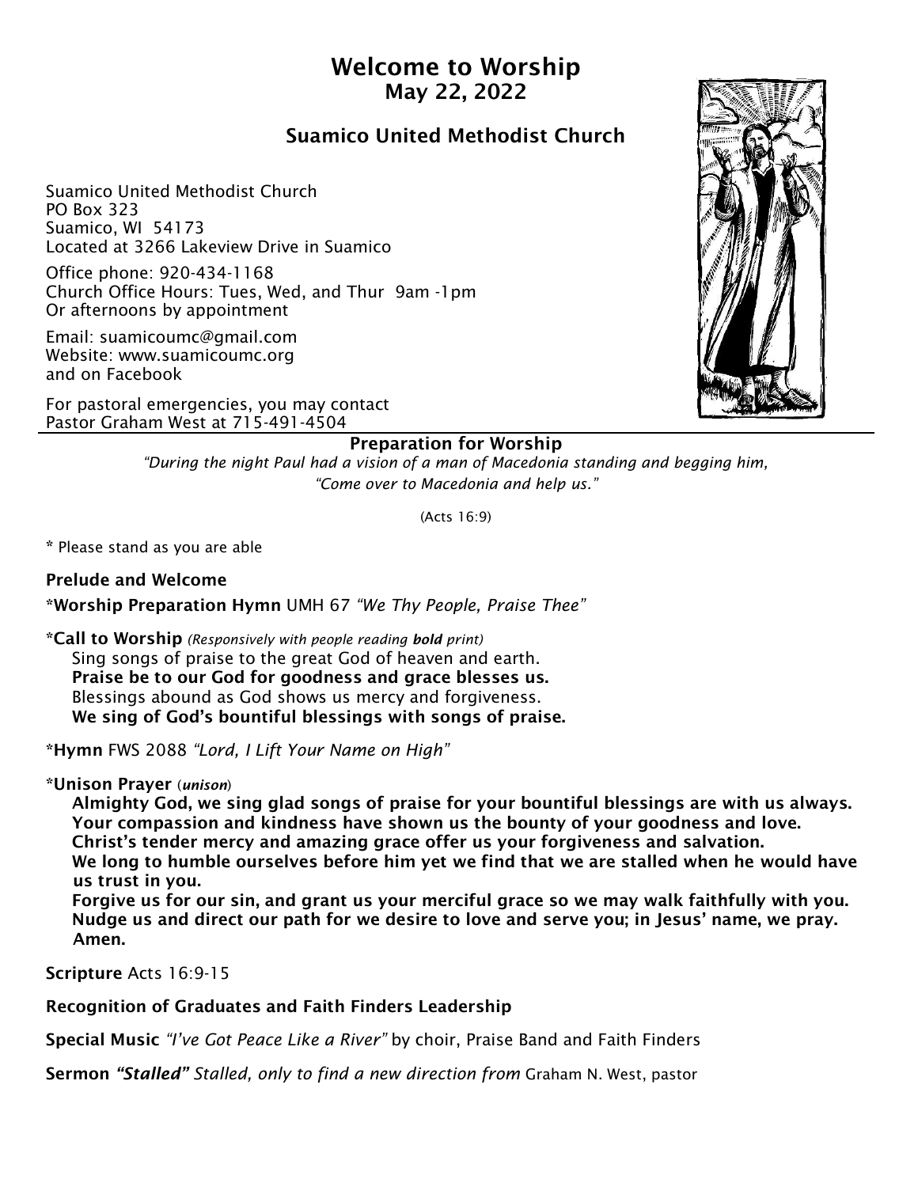# Welcome to Worship

## May 22, 2022

### Suamico United Methodist Church

Suamico United Methodist Church
PO Box 323
Suamico, WI 54173
Located at 3266 Lakeview Drive in Suamico

Office phone: 920-434-1168
Church Office Hours: Tues, Wed, and Thur 9am -1pm
Or afternoons by appointment

Email: suamicoumc@gmail.com
Website: www.suamicoumc.org
and on Facebook

For pastoral emergencies, you may contact
Pastor Graham West at 715-491-4504

---

**Preparation for Worship**

*"During the night Paul had a vision of a man of Macedonia standing and begging him, "Come over to Macedonia and help us."*

(Acts 16:9)

**\*** Please stand as you are able

**Prelude and Welcome**

**\*Worship Preparation Hymn** UMH 67 *"We Thy People, Praise Thee"*

**\*Call to Worship** *(Responsively with people reading **bold** print)*

Sing songs of praise to the great God of heaven and earth.
**Praise be to our God for goodness and grace blesses us.**
Blessings abound as God shows us mercy and forgiveness.
**We sing of God's bountiful blessings with songs of praise.**

**\*Hymn** FWS 2088 *"Lord, I Lift Your Name on High"*

**\*Unison Prayer** (*unison*)

**Almighty God, we sing glad songs of praise for your bountiful blessings are with us always. Your compassion and kindness have shown us the bounty of your goodness and love. Christ's tender mercy and amazing grace offer us your forgiveness and salvation. We long to humble ourselves before him yet we find that we are stalled when he would have us trust in you. Forgive us for our sin, and grant us your merciful grace so we may walk faithfully with you. Nudge us and direct our path for we desire to love and serve you; in Jesus' name, we pray. Amen.**

**Scripture** Acts 16:9-15

**Recognition of Graduates and Faith Finders Leadership**

**Special Music** *"I've Got Peace Like a River"* by choir, Praise Band and Faith Finders

**Sermon** ***"Stalled"*** *Stalled, only to find a new direction from* Graham N. West, pastor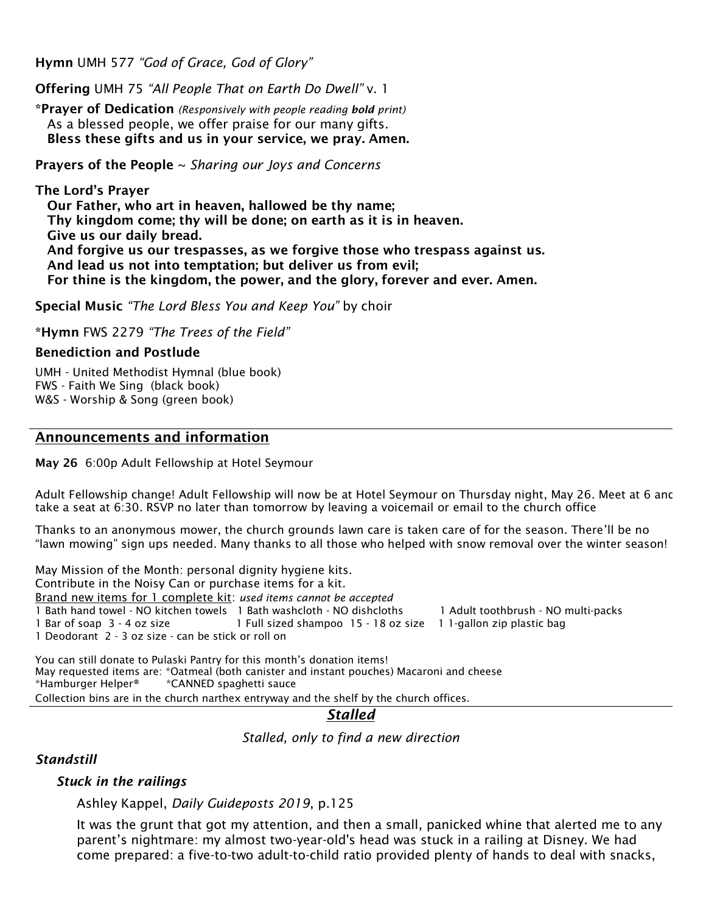**Hymn** UMH 577 *"God of Grace, God of Glory"*

**Offering** UMH 75 *"All People That on Earth Do Dwell"* v. 1

***Prayer of Dedication** *(Responsively with people reading **bold** print)*
As a blessed people, we offer praise for our many gifts.
**Bless these gifts and us in your service, we pray. Amen.**

**Prayers of the People** ~ *Sharing our Joys and Concerns*

**The Lord's Prayer**
**Our Father, who art in heaven, hallowed be thy name;**
**Thy kingdom come; thy will be done; on earth as it is in heaven.**
**Give us our daily bread.**
**And forgive us our trespasses, as we forgive those who trespass against us.**
**And lead us not into temptation; but deliver us from evil;**
**For thine is the kingdom, the power, and the glory, forever and ever. Amen.**

**Special Music** *"The Lord Bless You and Keep You"* by choir

***Hymn** FWS 2279 *"The Trees of the Field"*

**Benediction and Postlude**

UMH - United Methodist Hymnal (blue book)
FWS - Faith We Sing (black book)
W&S - Worship & Song (green book)

## Announcements and information

**May 26** 6:00p Adult Fellowship at Hotel Seymour

Adult Fellowship change! Adult Fellowship will now be at Hotel Seymour on Thursday night, May 26. Meet at 6 and take a seat at 6:30. RSVP no later than tomorrow by leaving a voicemail or email to the church office

Thanks to an anonymous mower, the church grounds lawn care is taken care of for the season. There'll be no "lawn mowing" sign ups needed. Many thanks to all those who helped with snow removal over the winter season!

May Mission of the Month: personal dignity hygiene kits.
Contribute in the Noisy Can or purchase items for a kit.
Brand new items for 1 complete kit: *used items cannot be accepted*

- 1 Bath hand towel - NO kitchen towels
- 1 Bath washcloth - NO dishcloths
- 1 Adult toothbrush - NO multi-packs
- 1 Bar of soap 3 - 4 oz size
- 1 Full sized shampoo 15 - 18 oz size
- 1 1-gallon zip plastic bag
- 1 Deodorant 2 - 3 oz size - can be stick or roll on

You can still donate to Pulaski Pantry for this month's donation items!
May requested items are: *Oatmeal (both canister and instant pouches) Macaroni and cheese
*Hamburger Helper® *CANNED spaghetti sauce
Collection bins are in the church narthex entryway and the shelf by the church offices.

## *Stalled*

*Stalled, only to find a new direction*

### *Standstill*

#### *Stuck in the railings*

Ashley Kappel, *Daily Guideposts 2019*, p.125

It was the grunt that got my attention, and then a small, panicked whine that alerted me to any parent's nightmare: my almost two-year-old's head was stuck in a railing at Disney. We had come prepared: a five-to-two adult-to-child ratio provided plenty of hands to deal with snacks,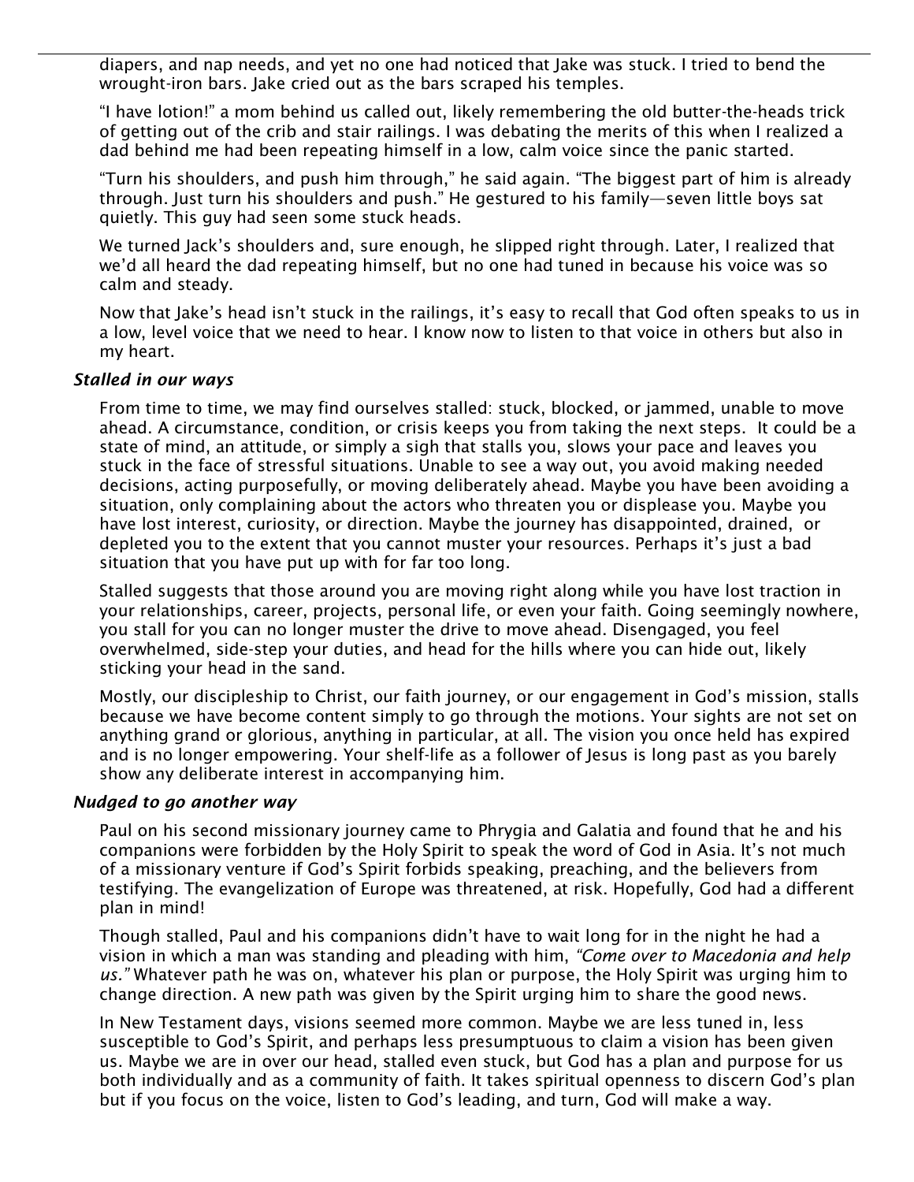diapers, and nap needs, and yet no one had noticed that Jake was stuck. I tried to bend the wrought-iron bars. Jake cried out as the bars scraped his temples.

"I have lotion!" a mom behind us called out, likely remembering the old butter-the-heads trick of getting out of the crib and stair railings. I was debating the merits of this when I realized a dad behind me had been repeating himself in a low, calm voice since the panic started.

"Turn his shoulders, and push him through," he said again. "The biggest part of him is already through. Just turn his shoulders and push." He gestured to his family—seven little boys sat quietly. This guy had seen some stuck heads.

We turned Jack's shoulders and, sure enough, he slipped right through. Later, I realized that we'd all heard the dad repeating himself, but no one had tuned in because his voice was so calm and steady.

Now that Jake's head isn't stuck in the railings, it's easy to recall that God often speaks to us in a low, level voice that we need to hear. I know now to listen to that voice in others but also in my heart.

### *Stalled in our ways*

From time to time, we may find ourselves stalled: stuck, blocked, or jammed, unable to move ahead. A circumstance, condition, or crisis keeps you from taking the next steps. It could be a state of mind, an attitude, or simply a sigh that stalls you, slows your pace and leaves you stuck in the face of stressful situations. Unable to see a way out, you avoid making needed decisions, acting purposefully, or moving deliberately ahead. Maybe you have been avoiding a situation, only complaining about the actors who threaten you or displease you. Maybe you have lost interest, curiosity, or direction. Maybe the journey has disappointed, drained, or depleted you to the extent that you cannot muster your resources. Perhaps it's just a bad situation that you have put up with for far too long.

Stalled suggests that those around you are moving right along while you have lost traction in your relationships, career, projects, personal life, or even your faith. Going seemingly nowhere, you stall for you can no longer muster the drive to move ahead. Disengaged, you feel overwhelmed, side-step your duties, and head for the hills where you can hide out, likely sticking your head in the sand.

Mostly, our discipleship to Christ, our faith journey, or our engagement in God's mission, stalls because we have become content simply to go through the motions. Your sights are not set on anything grand or glorious, anything in particular, at all. The vision you once held has expired and is no longer empowering. Your shelf-life as a follower of Jesus is long past as you barely show any deliberate interest in accompanying him.

### *Nudged to go another way*

Paul on his second missionary journey came to Phrygia and Galatia and found that he and his companions were forbidden by the Holy Spirit to speak the word of God in Asia. It's not much of a missionary venture if God's Spirit forbids speaking, preaching, and the believers from testifying. The evangelization of Europe was threatened, at risk. Hopefully, God had a different plan in mind!

Though stalled, Paul and his companions didn't have to wait long for in the night he had a vision in which a man was standing and pleading with him, *"Come over to Macedonia and help us."* Whatever path he was on, whatever his plan or purpose, the Holy Spirit was urging him to change direction. A new path was given by the Spirit urging him to share the good news.

In New Testament days, visions seemed more common. Maybe we are less tuned in, less susceptible to God's Spirit, and perhaps less presumptuous to claim a vision has been given us. Maybe we are in over our head, stalled even stuck, but God has a plan and purpose for us both individually and as a community of faith. It takes spiritual openness to discern God's plan but if you focus on the voice, listen to God's leading, and turn, God will make a way.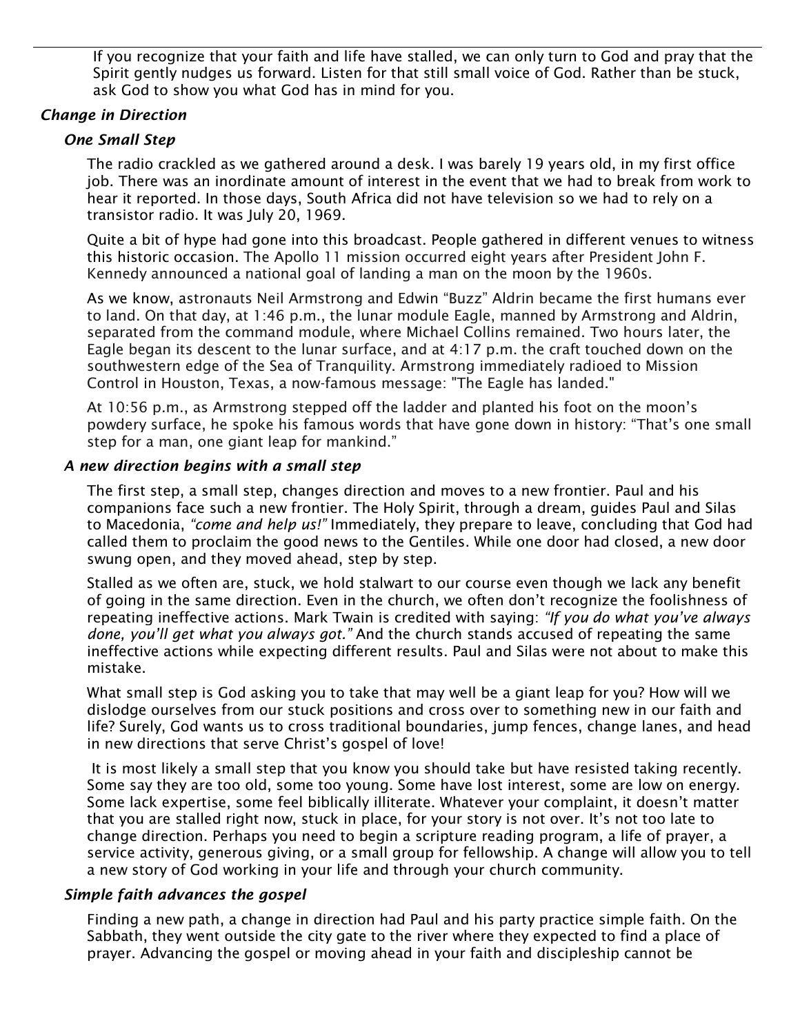If you recognize that your faith and life have stalled, we can only turn to God and pray that the Spirit gently nudges us forward. Listen for that still small voice of God. Rather than be stuck, ask God to show you what God has in mind for you.

## *Change in Direction*

### *One Small Step*

The radio crackled as we gathered around a desk. I was barely 19 years old, in my first office job. There was an inordinate amount of interest in the event that we had to break from work to hear it reported. In those days, South Africa did not have television so we had to rely on a transistor radio. It was July 20, 1969.

Quite a bit of hype had gone into this broadcast. People gathered in different venues to witness this historic occasion. The Apollo 11 mission occurred eight years after President John F. Kennedy announced a national goal of landing a man on the moon by the 1960s.

As we know, astronauts Neil Armstrong and Edwin "Buzz" Aldrin became the first humans ever to land. On that day, at 1:46 p.m., the lunar module Eagle, manned by Armstrong and Aldrin, separated from the command module, where Michael Collins remained. Two hours later, the Eagle began its descent to the lunar surface, and at 4:17 p.m. the craft touched down on the southwestern edge of the Sea of Tranquility. Armstrong immediately radioed to Mission Control in Houston, Texas, a now-famous message: "The Eagle has landed."

At 10:56 p.m., as Armstrong stepped off the ladder and planted his foot on the moon's powdery surface, he spoke his famous words that have gone down in history: "That's one small step for a man, one giant leap for mankind."

### *A new direction begins with a small step*

The first step, a small step, changes direction and moves to a new frontier. Paul and his companions face such a new frontier. The Holy Spirit, through a dream, guides Paul and Silas to Macedonia, *"come and help us!"* Immediately, they prepare to leave, concluding that God had called them to proclaim the good news to the Gentiles. While one door had closed, a new door swung open, and they moved ahead, step by step.

Stalled as we often are, stuck, we hold stalwart to our course even though we lack any benefit of going in the same direction. Even in the church, we often don't recognize the foolishness of repeating ineffective actions. Mark Twain is credited with saying: *"If you do what you've always done, you'll get what you always got."* And the church stands accused of repeating the same ineffective actions while expecting different results. Paul and Silas were not about to make this mistake.

What small step is God asking you to take that may well be a giant leap for you? How will we dislodge ourselves from our stuck positions and cross over to something new in our faith and life? Surely, God wants us to cross traditional boundaries, jump fences, change lanes, and head in new directions that serve Christ's gospel of love!

It is most likely a small step that you know you should take but have resisted taking recently. Some say they are too old, some too young. Some have lost interest, some are low on energy. Some lack expertise, some feel biblically illiterate. Whatever your complaint, it doesn't matter that you are stalled right now, stuck in place, for your story is not over. It's not too late to change direction. Perhaps you need to begin a scripture reading program, a life of prayer, a service activity, generous giving, or a small group for fellowship. A change will allow you to tell a new story of God working in your life and through your church community.

### *Simple faith advances the gospel*

Finding a new path, a change in direction had Paul and his party practice simple faith. On the Sabbath, they went outside the city gate to the river where they expected to find a place of prayer. Advancing the gospel or moving ahead in your faith and discipleship cannot be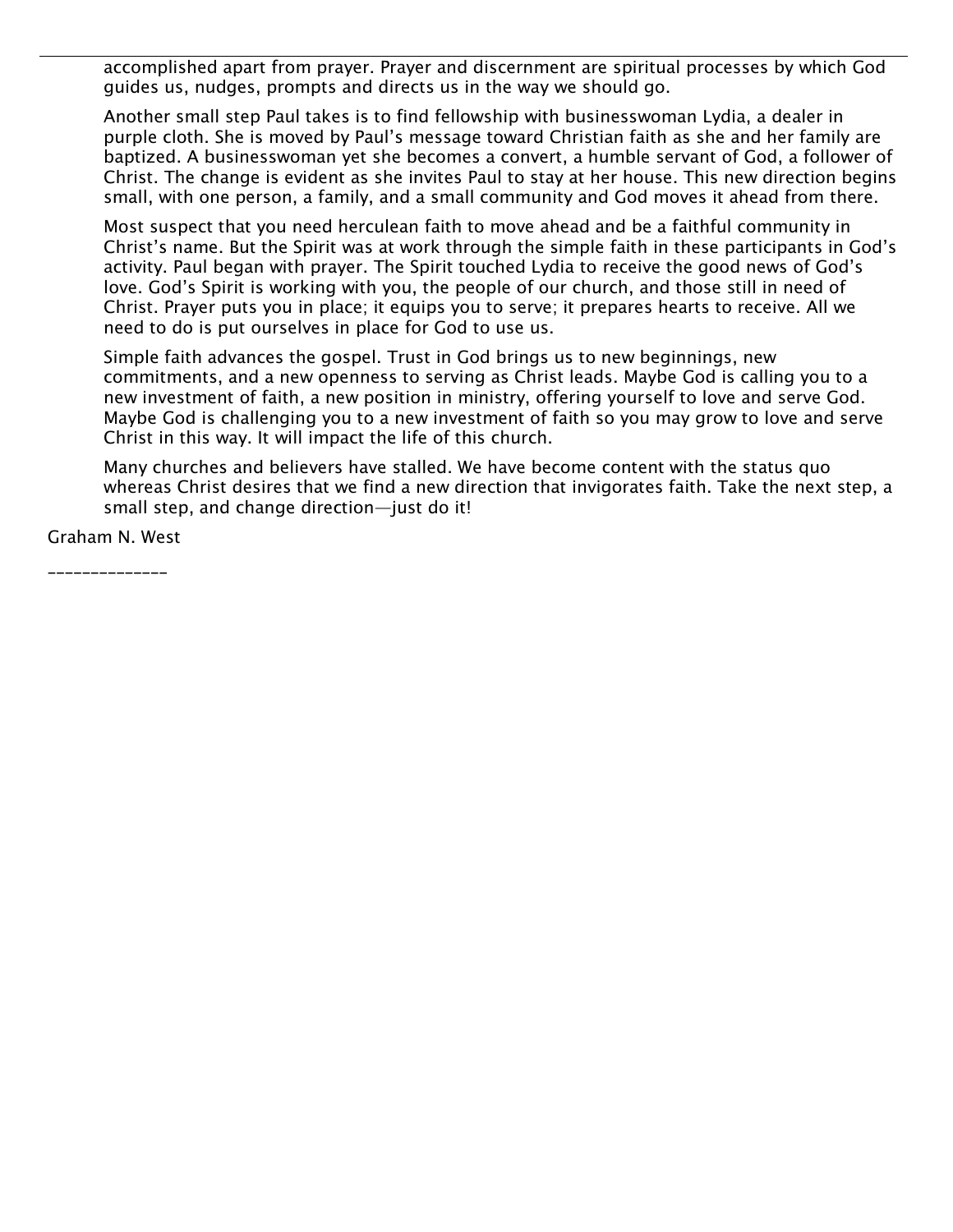accomplished apart from prayer. Prayer and discernment are spiritual processes by which God guides us, nudges, prompts and directs us in the way we should go.

Another small step Paul takes is to find fellowship with businesswoman Lydia, a dealer in purple cloth. She is moved by Paul's message toward Christian faith as she and her family are baptized. A businesswoman yet she becomes a convert, a humble servant of God, a follower of Christ. The change is evident as she invites Paul to stay at her house. This new direction begins small, with one person, a family, and a small community and God moves it ahead from there.

Most suspect that you need herculean faith to move ahead and be a faithful community in Christ's name. But the Spirit was at work through the simple faith in these participants in God's activity. Paul began with prayer. The Spirit touched Lydia to receive the good news of God's love. God's Spirit is working with you, the people of our church, and those still in need of Christ. Prayer puts you in place; it equips you to serve; it prepares hearts to receive. All we need to do is put ourselves in place for God to use us.

Simple faith advances the gospel. Trust in God brings us to new beginnings, new commitments, and a new openness to serving as Christ leads. Maybe God is calling you to a new investment of faith, a new position in ministry, offering yourself to love and serve God. Maybe God is challenging you to a new investment of faith so you may grow to love and serve Christ in this way. It will impact the life of this church.

Many churches and believers have stalled. We have become content with the status quo whereas Christ desires that we find a new direction that invigorates faith. Take the next step, a small step, and change direction—just do it!

Graham N. West

______________